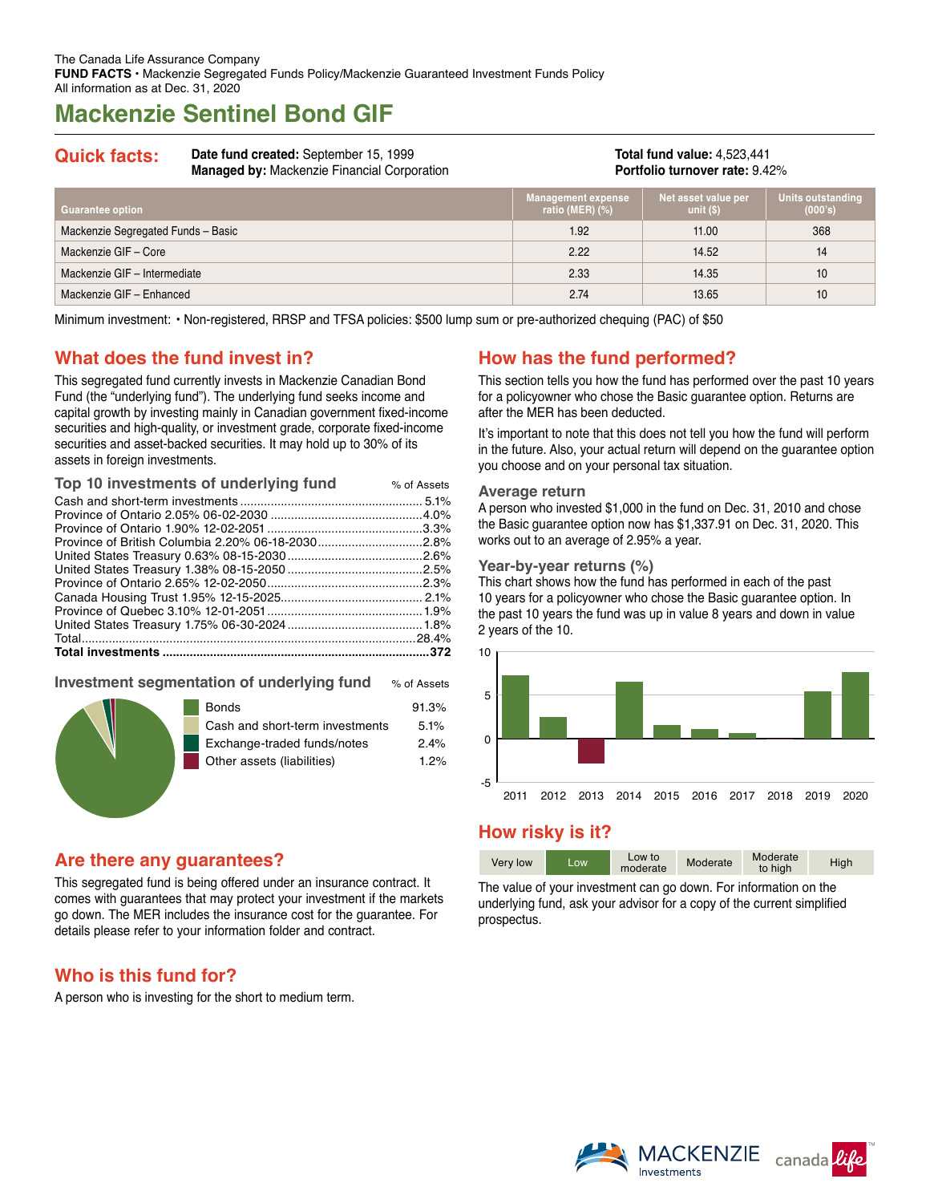The Canada Life Assurance Company
**FUND FACTS** • Mackenzie Segregated Funds Policy/Mackenzie Guaranteed Investment Funds Policy
All information as at Dec. 31, 2020

# Mackenzie Sentinel Bond GIF

## Quick facts:

**Date fund created:** September 15, 1999
**Managed by:** Mackenzie Financial Corporation

**Total fund value:** 4,523,441
**Portfolio turnover rate:** 9.42%

| Guarantee option | Management expense ratio (MER) (%) | Net asset value per unit ($) | Units outstanding (000's) |
|---|---|---|---|
| Mackenzie Segregated Funds – Basic | 1.92 | 11.00 | 368 |
| Mackenzie GIF – Core | 2.22 | 14.52 | 14 |
| Mackenzie GIF – Intermediate | 2.33 | 14.35 | 10 |
| Mackenzie GIF – Enhanced | 2.74 | 13.65 | 10 |

Minimum investment: • Non-registered, RRSP and TFSA policies: $500 lump sum or pre-authorized chequing (PAC) of $50

## What does the fund invest in?

This segregated fund currently invests in Mackenzie Canadian Bond Fund (the "underlying fund"). The underlying fund seeks income and capital growth by investing mainly in Canadian government fixed-income securities and high-quality, or investment grade, corporate fixed-income securities and asset-backed securities. It may hold up to 30% of its assets in foreign investments.

### Top 10 investments of underlying fund

| | % of Assets |
|---|---|
| Cash and short-term investments | 5.1% |
| Province of Ontario 2.05% 06-02-2030 | 4.0% |
| Province of Ontario 1.90% 12-02-2051 | 3.3% |
| Province of British Columbia 2.20% 06-18-2030 | 2.8% |
| United States Treasury 0.63% 08-15-2030 | 2.6% |
| United States Treasury 1.38% 08-15-2050 | 2.5% |
| Province of Ontario 2.65% 12-02-2050 | 2.3% |
| Canada Housing Trust 1.95% 12-15-2025 | 2.1% |
| Province of Quebec 3.10% 12-01-2051 | 1.9% |
| United States Treasury 1.75% 06-30-2024 | 1.8% |
| Total | 28.4% |
| **Total investments** | **372** |

### Investment segmentation of underlying fund

| | % of Assets |
|---|---|
| Bonds | 91.3% |
| Cash and short-term investments | 5.1% |
| Exchange-traded funds/notes | 2.4% |
| Other assets (liabilities) | 1.2% |

## Are there any guarantees?

This segregated fund is being offered under an insurance contract. It comes with guarantees that may protect your investment if the markets go down. The MER includes the insurance cost for the guarantee. For details please refer to your information folder and contract.

## Who is this fund for?

A person who is investing for the short to medium term.

## How has the fund performed?

This section tells you how the fund has performed over the past 10 years for a policyowner who chose the Basic guarantee option. Returns are after the MER has been deducted.

It's important to note that this does not tell you how the fund will perform in the future. Also, your actual return will depend on the guarantee option you choose and on your personal tax situation.

### Average return

A person who invested $1,000 in the fund on Dec. 31, 2010 and chose the Basic guarantee option now has $1,337.91 on Dec. 31, 2020. This works out to an average of 2.95% a year.

### Year-by-year returns (%)

This chart shows how the fund has performed in each of the past 10 years for a policyowner who chose the Basic guarantee option. In the past 10 years the fund was up in value 8 years and down in value 2 years of the 10.

## How risky is it?

Very low | **Low** | Low to moderate | Moderate | Moderate to high | High

The value of your investment can go down. For information on the underlying fund, ask your advisor for a copy of the current simplified prospectus.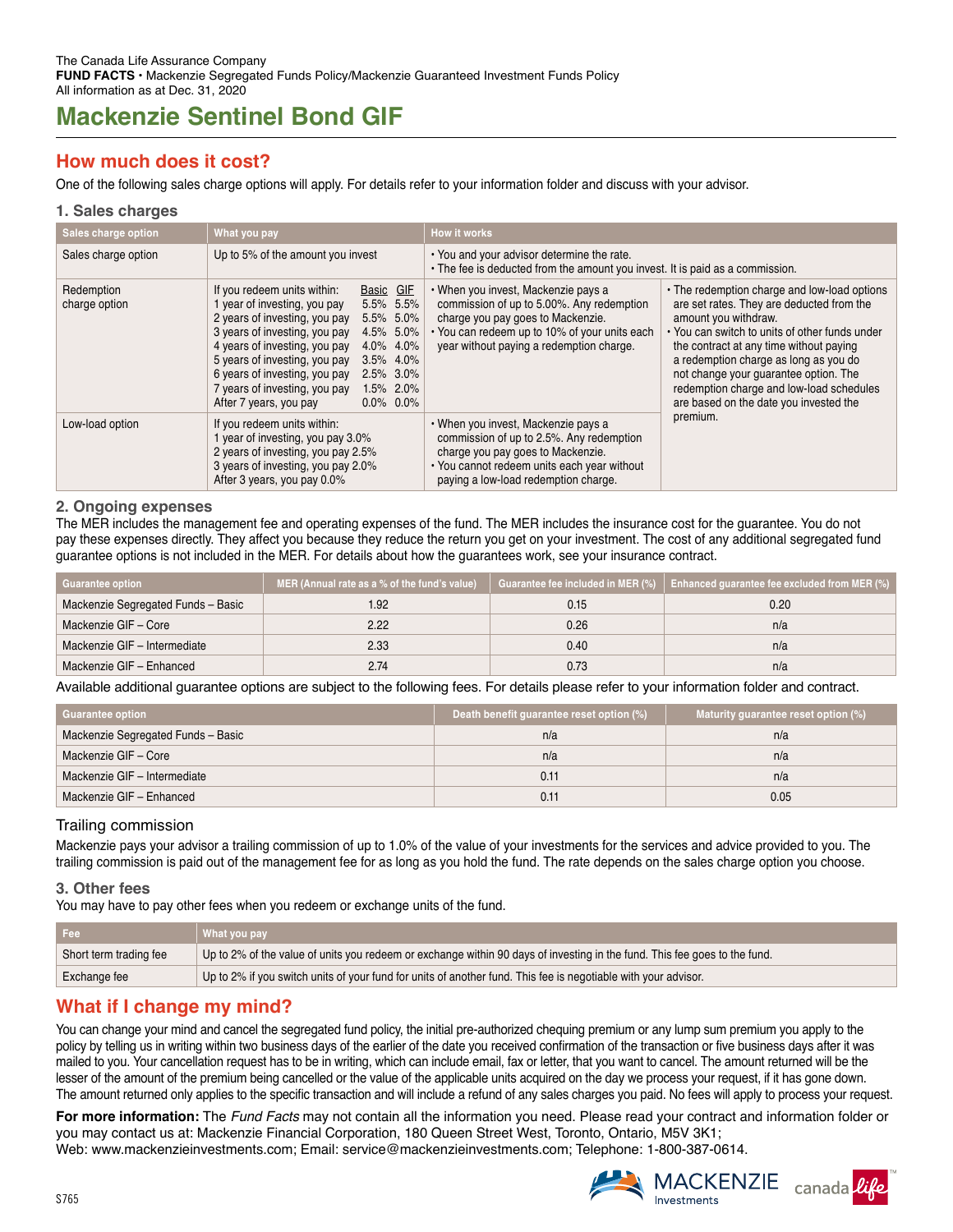The Canada Life Assurance Company
**FUND FACTS** • Mackenzie Segregated Funds Policy/Mackenzie Guaranteed Investment Funds Policy
All information as at Dec. 31, 2020

# Mackenzie Sentinel Bond GIF

## How much does it cost?

One of the following sales charge options will apply. For details refer to your information folder and discuss with your advisor.

### 1. Sales charges

| Sales charge option | What you pay | How it works | |
|---|---|---|---|
| Sales charge option | Up to 5% of the amount you invest | • You and your advisor determine the rate.<br>• The fee is deducted from the amount you invest. It is paid as a commission. | |
| Redemption charge option | If you redeem units within: Basic GIF<br>1 year of investing, you pay 5.5% 5.5%<br>2 years of investing, you pay 5.5% 5.0%<br>3 years of investing, you pay 4.5% 5.0%<br>4 years of investing, you pay 4.0% 4.0%<br>5 years of investing, you pay 3.5% 4.0%<br>6 years of investing, you pay 2.5% 3.0%<br>7 years of investing, you pay 1.5% 2.0%<br>After 7 years, you pay 0.0% 0.0% | • When you invest, Mackenzie pays a commission of up to 5.00%. Any redemption charge you pay goes to Mackenzie.<br>• You can redeem up to 10% of your units each year without paying a redemption charge. | • The redemption charge and low-load options are set rates. They are deducted from the amount you withdraw.<br>• You can switch to units of other funds under the contract at any time without paying a redemption charge as long as you do not change your guarantee option. The redemption charge and low-load schedules are based on the date you invested the premium. |
| Low-load option | If you redeem units within:<br>1 year of investing, you pay 3.0%<br>2 years of investing, you pay 2.5%<br>3 years of investing, you pay 2.0%<br>After 3 years, you pay 0.0% | • When you invest, Mackenzie pays a commission of up to 2.5%. Any redemption charge you pay goes to Mackenzie.<br>• You cannot redeem units each year without paying a low-load redemption charge. | |

### 2. Ongoing expenses

The MER includes the management fee and operating expenses of the fund. The MER includes the insurance cost for the guarantee. You do not pay these expenses directly. They affect you because they reduce the return you get on your investment. The cost of any additional segregated fund guarantee options is not included in the MER. For details about how the guarantees work, see your insurance contract.

| Guarantee option | MER (Annual rate as a % of the fund's value) | Guarantee fee included in MER (%) | Enhanced guarantee fee excluded from MER (%) |
|---|---|---|---|
| Mackenzie Segregated Funds – Basic | 1.92 | 0.15 | 0.20 |
| Mackenzie GIF – Core | 2.22 | 0.26 | n/a |
| Mackenzie GIF – Intermediate | 2.33 | 0.40 | n/a |
| Mackenzie GIF – Enhanced | 2.74 | 0.73 | n/a |

Available additional guarantee options are subject to the following fees. For details please refer to your information folder and contract.

| Guarantee option | Death benefit guarantee reset option (%) | Maturity guarantee reset option (%) |
|---|---|---|
| Mackenzie Segregated Funds – Basic | n/a | n/a |
| Mackenzie GIF – Core | n/a | n/a |
| Mackenzie GIF – Intermediate | 0.11 | n/a |
| Mackenzie GIF – Enhanced | 0.11 | 0.05 |

#### Trailing commission

Mackenzie pays your advisor a trailing commission of up to 1.0% of the value of your investments for the services and advice provided to you. The trailing commission is paid out of the management fee for as long as you hold the fund. The rate depends on the sales charge option you choose.

### 3. Other fees

You may have to pay other fees when you redeem or exchange units of the fund.

| Fee | What you pay |
|---|---|
| Short term trading fee | Up to 2% of the value of units you redeem or exchange within 90 days of investing in the fund. This fee goes to the fund. |
| Exchange fee | Up to 2% if you switch units of your fund for units of another fund. This fee is negotiable with your advisor. |

## What if I change my mind?

You can change your mind and cancel the segregated fund policy, the initial pre-authorized chequing premium or any lump sum premium you apply to the policy by telling us in writing within two business days of the earlier of the date you received confirmation of the transaction or five business days after it was mailed to you. Your cancellation request has to be in writing, which can include email, fax or letter, that you want to cancel. The amount returned will be the lesser of the amount of the premium being cancelled or the value of the applicable units acquired on the day we process your request, if it has gone down. The amount returned only applies to the specific transaction and will include a refund of any sales charges you paid. No fees will apply to process your request.

**For more information:** The *Fund Facts* may not contain all the information you need. Please read your contract and information folder or you may contact us at: Mackenzie Financial Corporation, 180 Queen Street West, Toronto, Ontario, M5V 3K1;
Web: www.mackenzieinvestments.com; Email: service@mackenzieinvestments.com; Telephone: 1-800-387-0614.

S765